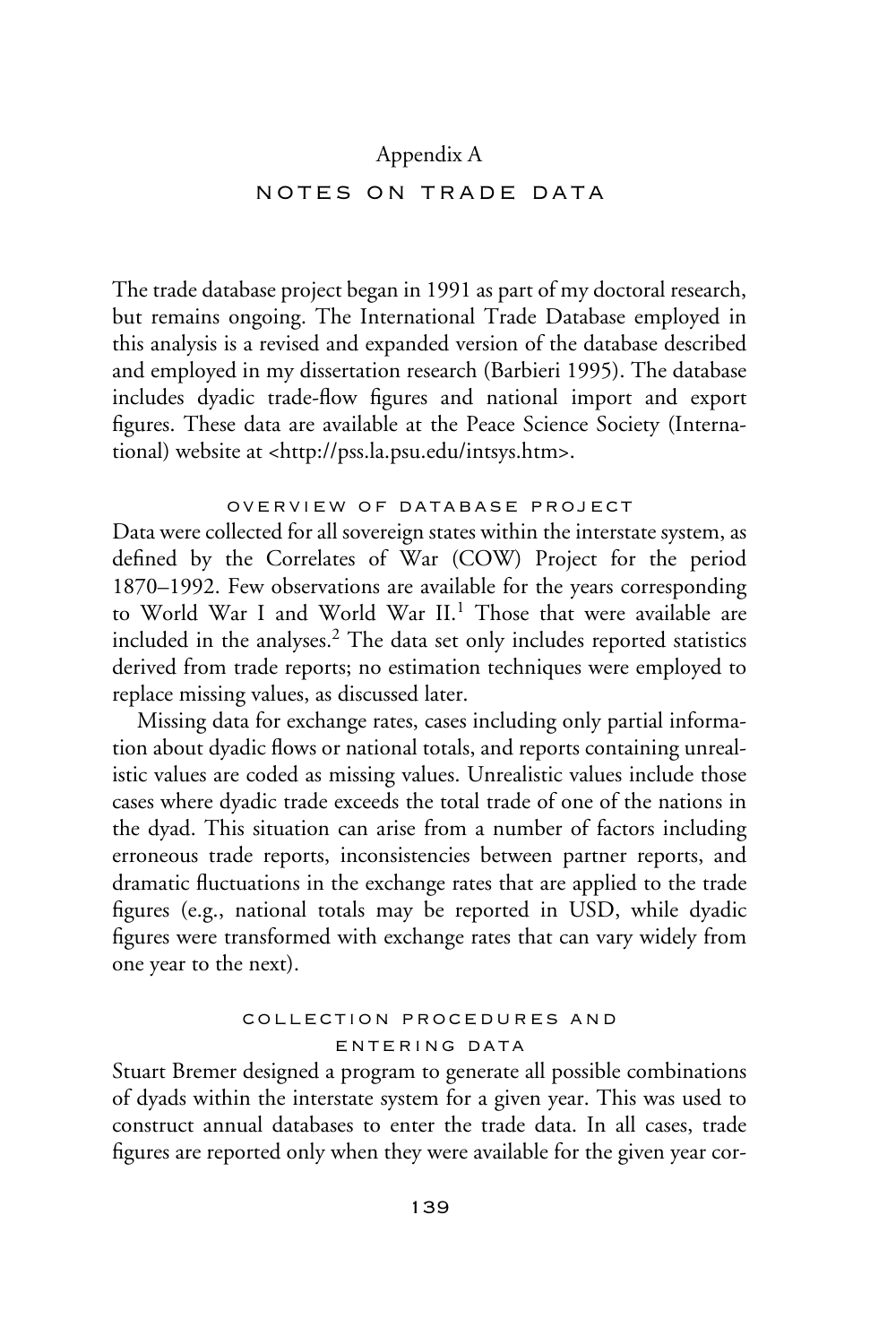# Appendix A

## NOTES ON TRADE DATA

The trade database project began in 1991 as part of my doctoral research, but remains ongoing. The International Trade Database employed in this analysis is a revised and expanded version of the database described and employed in my dissertation research (Barbieri 1995). The database includes dyadic trade-flow figures and national import and export figures. These data are available at the Peace Science Society (International) website at <http://pss.la.psu.edu/intsys.htm>.

### OVERVIEW OF DATABASE PROJECT

Data were collected for all sovereign states within the interstate system, as defined by the Correlates of War (COW) Project for the period 1870–1992. Few observations are available for the years corresponding to World War I and World War II.[1] Those that were available are included in the analyses.[2] The data set only includes reported statistics derived from trade reports; no estimation techniques were employed to replace missing values, as discussed later.

Missing data for exchange rates, cases including only partial information about dyadic flows or national totals, and reports containing unrealistic values are coded as missing values. Unrealistic values include those cases where dyadic trade exceeds the total trade of one of the nations in the dyad. This situation can arise from a number of factors including erroneous trade reports, inconsistencies between partner reports, and dramatic fluctuations in the exchange rates that are applied to the trade figures (e.g., national totals may be reported in USD, while dyadic figures were transformed with exchange rates that can vary widely from one year to the next).

### COLLECTION PROCEDURES AND ENTERING DATA

Stuart Bremer designed a program to generate all possible combinations of dyads within the interstate system for a given year. This was used to construct annual databases to enter the trade data. In all cases, trade figures are reported only when they were available for the given year cor-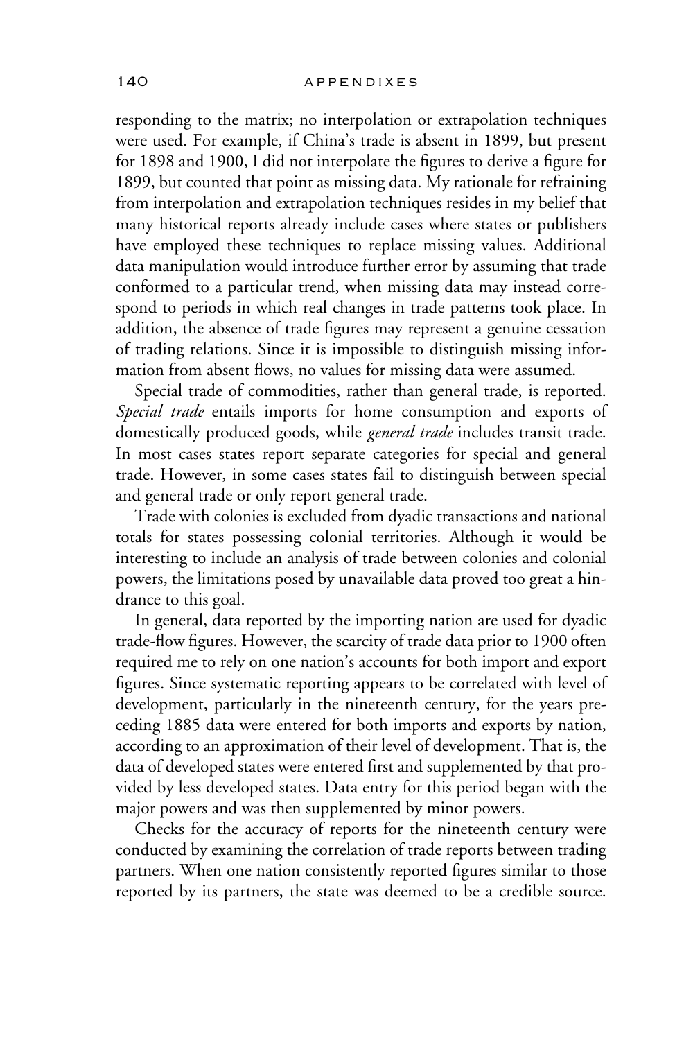responding to the matrix; no interpolation or extrapolation techniques were used. For example, if China's trade is absent in 1899, but present for 1898 and 1900, I did not interpolate the figures to derive a figure for 1899, but counted that point as missing data. My rationale for refraining from interpolation and extrapolation techniques resides in my belief that many historical reports already include cases where states or publishers have employed these techniques to replace missing values. Additional data manipulation would introduce further error by assuming that trade conformed to a particular trend, when missing data may instead correspond to periods in which real changes in trade patterns took place. In addition, the absence of trade figures may represent a genuine cessation of trading relations. Since it is impossible to distinguish missing information from absent flows, no values for missing data were assumed.

Special trade of commodities, rather than general trade, is reported. *Special trade* entails imports for home consumption and exports of domestically produced goods, while *general trade* includes transit trade. In most cases states report separate categories for special and general trade. However, in some cases states fail to distinguish between special and general trade or only report general trade.

Trade with colonies is excluded from dyadic transactions and national totals for states possessing colonial territories. Although it would be interesting to include an analysis of trade between colonies and colonial powers, the limitations posed by unavailable data proved too great a hindrance to this goal.

In general, data reported by the importing nation are used for dyadic trade-flow figures. However, the scarcity of trade data prior to 1900 often required me to rely on one nation's accounts for both import and export figures. Since systematic reporting appears to be correlated with level of development, particularly in the nineteenth century, for the years preceding 1885 data were entered for both imports and exports by nation, according to an approximation of their level of development. That is, the data of developed states were entered first and supplemented by that provided by less developed states. Data entry for this period began with the major powers and was then supplemented by minor powers.

Checks for the accuracy of reports for the nineteenth century were conducted by examining the correlation of trade reports between trading partners. When one nation consistently reported figures similar to those reported by its partners, the state was deemed to be a credible source.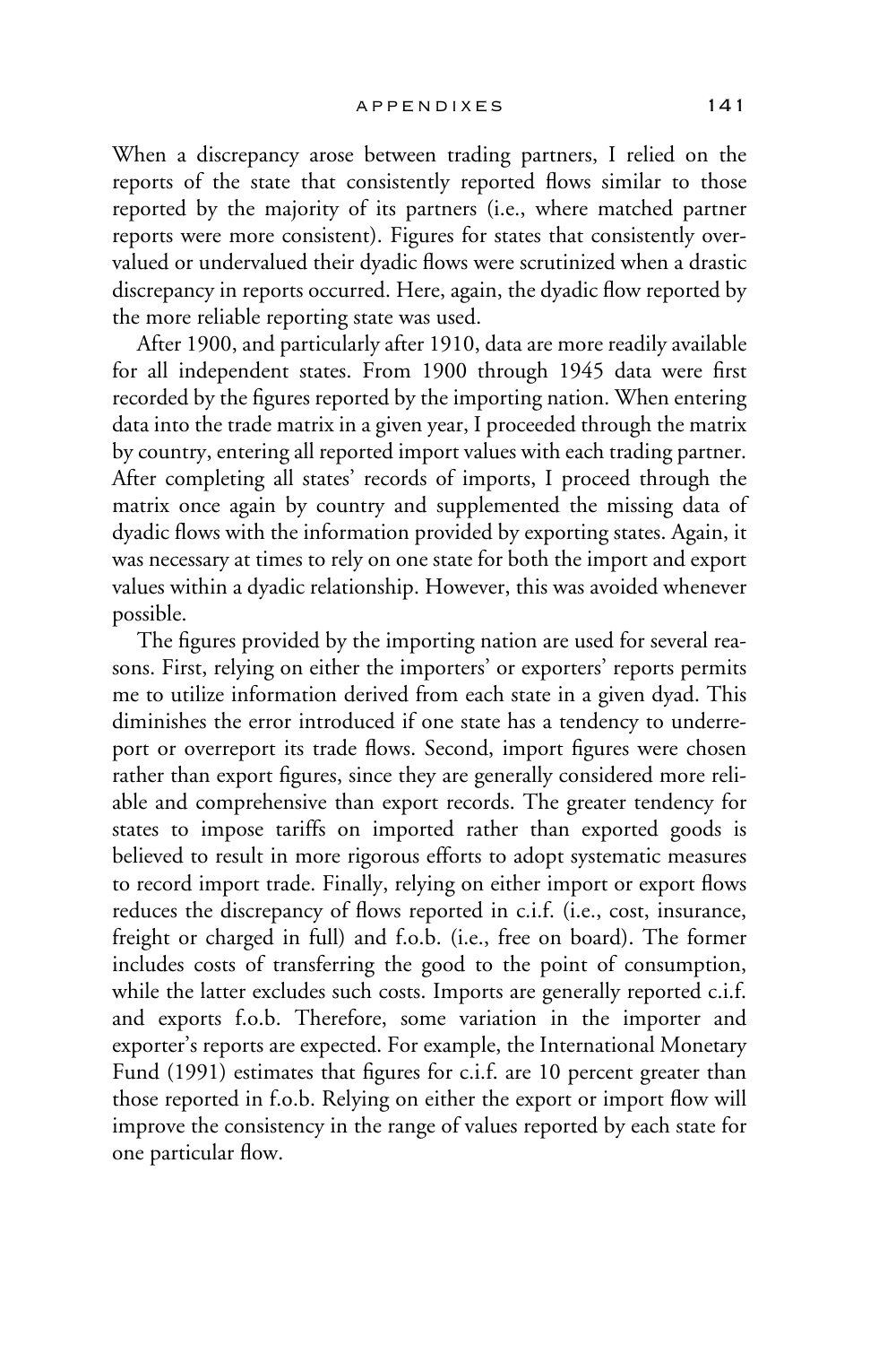When a discrepancy arose between trading partners, I relied on the reports of the state that consistently reported flows similar to those reported by the majority of its partners (i.e., where matched partner reports were more consistent). Figures for states that consistently overvalued or undervalued their dyadic flows were scrutinized when a drastic discrepancy in reports occurred. Here, again, the dyadic flow reported by the more reliable reporting state was used.

After 1900, and particularly after 1910, data are more readily available for all independent states. From 1900 through 1945 data were first recorded by the figures reported by the importing nation. When entering data into the trade matrix in a given year, I proceeded through the matrix by country, entering all reported import values with each trading partner. After completing all states' records of imports, I proceed through the matrix once again by country and supplemented the missing data of dyadic flows with the information provided by exporting states. Again, it was necessary at times to rely on one state for both the import and export values within a dyadic relationship. However, this was avoided whenever possible.

The figures provided by the importing nation are used for several reasons. First, relying on either the importers' or exporters' reports permits me to utilize information derived from each state in a given dyad. This diminishes the error introduced if one state has a tendency to underreport or overreport its trade flows. Second, import figures were chosen rather than export figures, since they are generally considered more reliable and comprehensive than export records. The greater tendency for states to impose tariffs on imported rather than exported goods is believed to result in more rigorous efforts to adopt systematic measures to record import trade. Finally, relying on either import or export flows reduces the discrepancy of flows reported in c.i.f. (i.e., cost, insurance, freight or charged in full) and f.o.b. (i.e., free on board). The former includes costs of transferring the good to the point of consumption, while the latter excludes such costs. Imports are generally reported c.i.f. and exports f.o.b. Therefore, some variation in the importer and exporter's reports are expected. For example, the International Monetary Fund (1991) estimates that figures for c.i.f. are 10 percent greater than those reported in f.o.b. Relying on either the export or import flow will improve the consistency in the range of values reported by each state for one particular flow.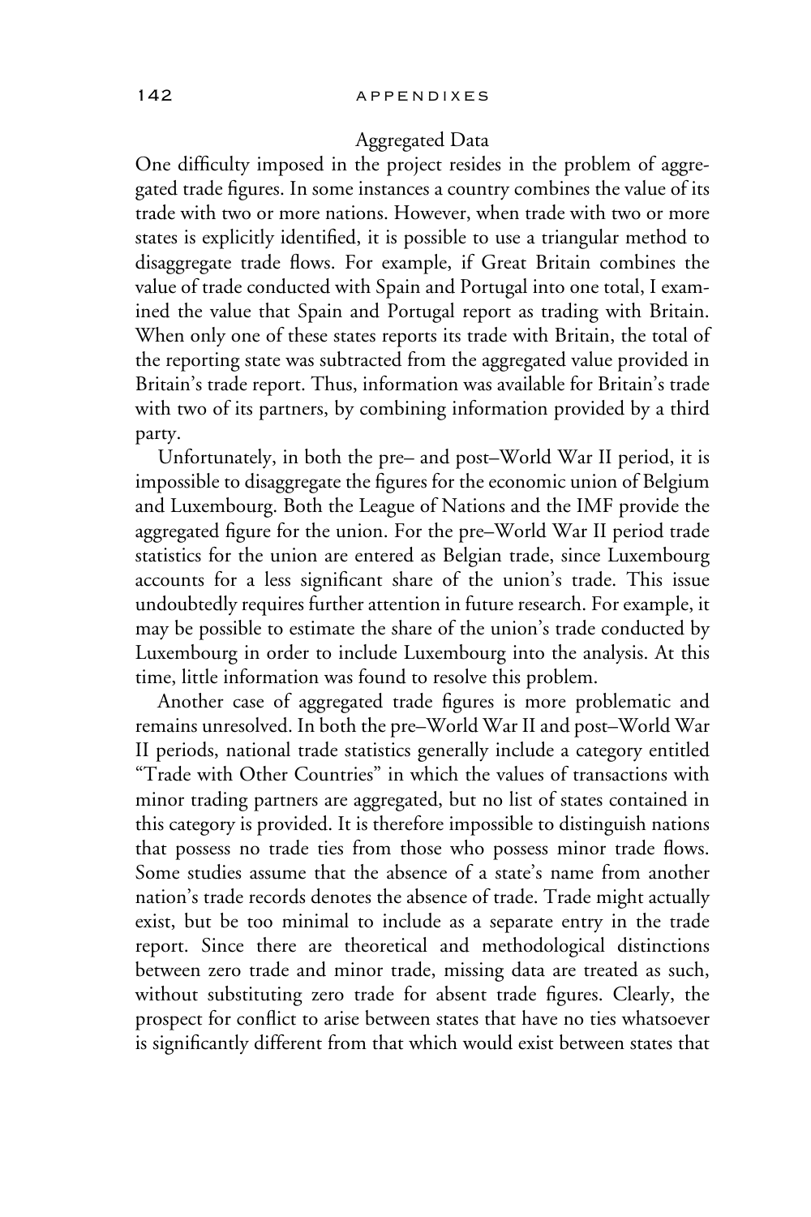## Aggregated Data

One difficulty imposed in the project resides in the problem of aggregated trade figures. In some instances a country combines the value of its trade with two or more nations. However, when trade with two or more states is explicitly identified, it is possible to use a triangular method to disaggregate trade flows. For example, if Great Britain combines the value of trade conducted with Spain and Portugal into one total, I examined the value that Spain and Portugal report as trading with Britain. When only one of these states reports its trade with Britain, the total of the reporting state was subtracted from the aggregated value provided in Britain's trade report. Thus, information was available for Britain's trade with two of its partners, by combining information provided by a third party.

Unfortunately, in both the pre– and post–World War II period, it is impossible to disaggregate the figures for the economic union of Belgium and Luxembourg. Both the League of Nations and the IMF provide the aggregated figure for the union. For the pre–World War II period trade statistics for the union are entered as Belgian trade, since Luxembourg accounts for a less significant share of the union's trade. This issue undoubtedly requires further attention in future research. For example, it may be possible to estimate the share of the union's trade conducted by Luxembourg in order to include Luxembourg into the analysis. At this time, little information was found to resolve this problem.

Another case of aggregated trade figures is more problematic and remains unresolved. In both the pre–World War II and post–World War II periods, national trade statistics generally include a category entitled "Trade with Other Countries" in which the values of transactions with minor trading partners are aggregated, but no list of states contained in this category is provided. It is therefore impossible to distinguish nations that possess no trade ties from those who possess minor trade flows. Some studies assume that the absence of a state's name from another nation's trade records denotes the absence of trade. Trade might actually exist, but be too minimal to include as a separate entry in the trade report. Since there are theoretical and methodological distinctions between zero trade and minor trade, missing data are treated as such, without substituting zero trade for absent trade figures. Clearly, the prospect for conflict to arise between states that have no ties whatsoever is significantly different from that which would exist between states that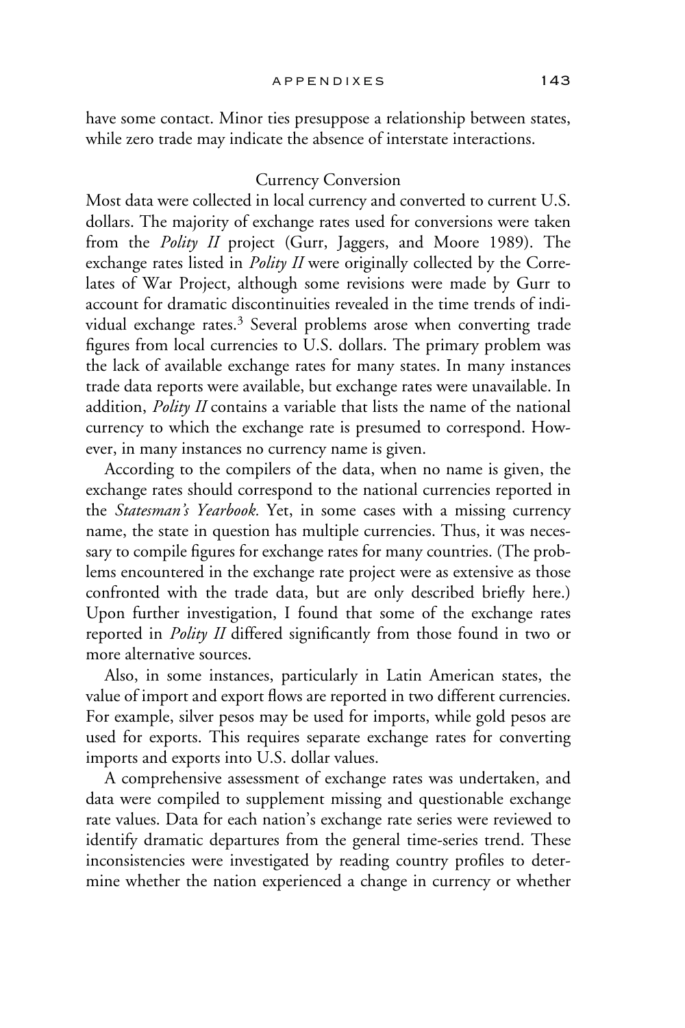have some contact. Minor ties presuppose a relationship between states, while zero trade may indicate the absence of interstate interactions.

## Currency Conversion

Most data were collected in local currency and converted to current U.S. dollars. The majority of exchange rates used for conversions were taken from the *Polity II* project (Gurr, Jaggers, and Moore 1989). The exchange rates listed in *Polity II* were originally collected by the Correlates of War Project, although some revisions were made by Gurr to account for dramatic discontinuities revealed in the time trends of individual exchange rates.[3] Several problems arose when converting trade figures from local currencies to U.S. dollars. The primary problem was the lack of available exchange rates for many states. In many instances trade data reports were available, but exchange rates were unavailable. In addition, *Polity II* contains a variable that lists the name of the national currency to which the exchange rate is presumed to correspond. However, in many instances no currency name is given.

According to the compilers of the data, when no name is given, the exchange rates should correspond to the national currencies reported in the *Statesman's Yearbook.* Yet, in some cases with a missing currency name, the state in question has multiple currencies. Thus, it was necessary to compile figures for exchange rates for many countries. (The problems encountered in the exchange rate project were as extensive as those confronted with the trade data, but are only described briefly here.) Upon further investigation, I found that some of the exchange rates reported in *Polity II* differed significantly from those found in two or more alternative sources.

Also, in some instances, particularly in Latin American states, the value of import and export flows are reported in two different currencies. For example, silver pesos may be used for imports, while gold pesos are used for exports. This requires separate exchange rates for converting imports and exports into U.S. dollar values.

A comprehensive assessment of exchange rates was undertaken, and data were compiled to supplement missing and questionable exchange rate values. Data for each nation's exchange rate series were reviewed to identify dramatic departures from the general time-series trend. These inconsistencies were investigated by reading country profiles to determine whether the nation experienced a change in currency or whether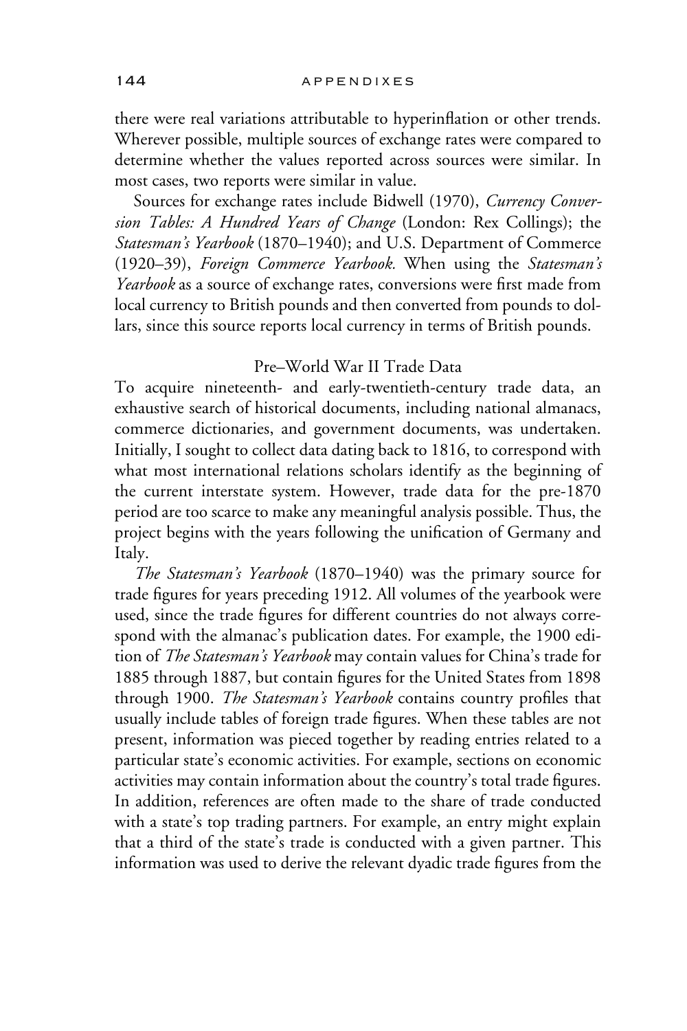there were real variations attributable to hyperinflation or other trends. Wherever possible, multiple sources of exchange rates were compared to determine whether the values reported across sources were similar. In most cases, two reports were similar in value.

Sources for exchange rates include Bidwell (1970), *Currency Conversion Tables: A Hundred Years of Change* (London: Rex Collings); the *Statesman's Yearbook* (1870–1940); and U.S. Department of Commerce (1920–39), *Foreign Commerce Yearbook.* When using the *Statesman's Yearbook* as a source of exchange rates, conversions were first made from local currency to British pounds and then converted from pounds to dollars, since this source reports local currency in terms of British pounds.

## Pre–World War II Trade Data

To acquire nineteenth- and early-twentieth-century trade data, an exhaustive search of historical documents, including national almanacs, commerce dictionaries, and government documents, was undertaken. Initially, I sought to collect data dating back to 1816, to correspond with what most international relations scholars identify as the beginning of the current interstate system. However, trade data for the pre-1870 period are too scarce to make any meaningful analysis possible. Thus, the project begins with the years following the unification of Germany and Italy.

*The Statesman's Yearbook* (1870–1940) was the primary source for trade figures for years preceding 1912. All volumes of the yearbook were used, since the trade figures for different countries do not always correspond with the almanac's publication dates. For example, the 1900 edition of *The Statesman's Yearbook* may contain values for China's trade for 1885 through 1887, but contain figures for the United States from 1898 through 1900. *The Statesman's Yearbook* contains country profiles that usually include tables of foreign trade figures. When these tables are not present, information was pieced together by reading entries related to a particular state's economic activities. For example, sections on economic activities may contain information about the country's total trade figures. In addition, references are often made to the share of trade conducted with a state's top trading partners. For example, an entry might explain that a third of the state's trade is conducted with a given partner. This information was used to derive the relevant dyadic trade figures from the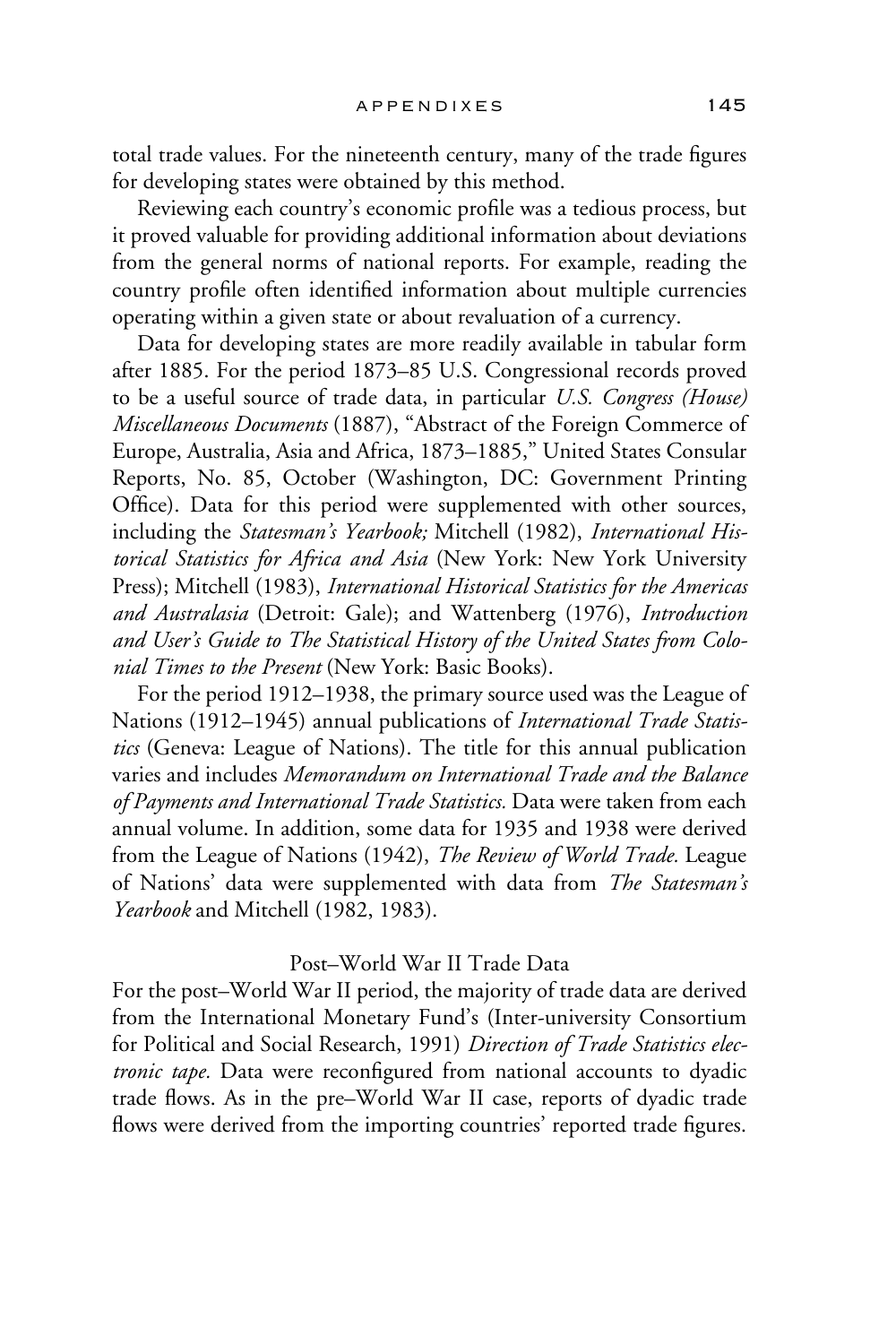total trade values. For the nineteenth century, many of the trade figures for developing states were obtained by this method.

Reviewing each country's economic profile was a tedious process, but it proved valuable for providing additional information about deviations from the general norms of national reports. For example, reading the country profile often identified information about multiple currencies operating within a given state or about revaluation of a currency.

Data for developing states are more readily available in tabular form after 1885. For the period 1873–85 U.S. Congressional records proved to be a useful source of trade data, in particular *U.S. Congress (House) Miscellaneous Documents* (1887), "Abstract of the Foreign Commerce of Europe, Australia, Asia and Africa, 1873–1885," United States Consular Reports, No. 85, October (Washington, DC: Government Printing Office). Data for this period were supplemented with other sources, including the *Statesman's Yearbook;* Mitchell (1982), *International Historical Statistics for Africa and Asia* (New York: New York University Press); Mitchell (1983), *International Historical Statistics for the Americas and Australasia* (Detroit: Gale); and Wattenberg (1976), *Introduction and User's Guide to The Statistical History of the United States from Colonial Times to the Present* (New York: Basic Books).

For the period 1912–1938, the primary source used was the League of Nations (1912–1945) annual publications of *International Trade Statistics* (Geneva: League of Nations). The title for this annual publication varies and includes *Memorandum on International Trade and the Balance of Payments and International Trade Statistics.* Data were taken from each annual volume. In addition, some data for 1935 and 1938 were derived from the League of Nations (1942), *The Review of World Trade.* League of Nations' data were supplemented with data from *The Statesman's Yearbook* and Mitchell (1982, 1983).

## Post–World War II Trade Data

For the post–World War II period, the majority of trade data are derived from the International Monetary Fund's (Inter-university Consortium for Political and Social Research, 1991) *Direction of Trade Statistics electronic tape.* Data were reconfigured from national accounts to dyadic trade flows. As in the pre–World War II case, reports of dyadic trade flows were derived from the importing countries' reported trade figures.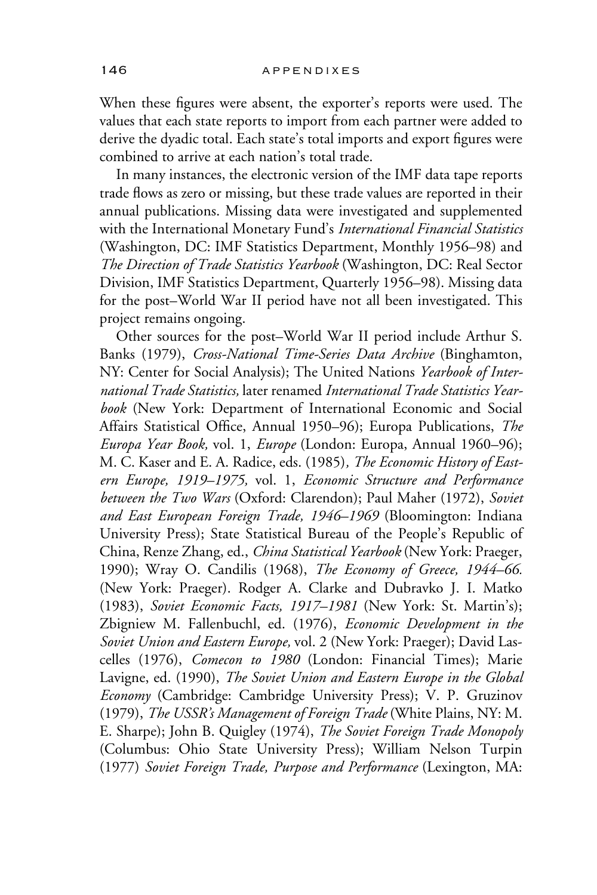When these figures were absent, the exporter's reports were used. The values that each state reports to import from each partner were added to derive the dyadic total. Each state's total imports and export figures were combined to arrive at each nation's total trade.

In many instances, the electronic version of the IMF data tape reports trade flows as zero or missing, but these trade values are reported in their annual publications. Missing data were investigated and supplemented with the International Monetary Fund's *International Financial Statistics* (Washington, DC: IMF Statistics Department, Monthly 1956–98) and *The Direction of Trade Statistics Yearbook* (Washington, DC: Real Sector Division, IMF Statistics Department, Quarterly 1956–98). Missing data for the post–World War II period have not all been investigated. This project remains ongoing.

Other sources for the post–World War II period include Arthur S. Banks (1979), *Cross-National Time-Series Data Archive* (Binghamton, NY: Center for Social Analysis); The United Nations *Yearbook of International Trade Statistics,* later renamed *International Trade Statistics Yearbook* (New York: Department of International Economic and Social Affairs Statistical Office, Annual 1950–96); Europa Publications, *The Europa Year Book,* vol. 1, *Europe* (London: Europa, Annual 1960–96); M. C. Kaser and E. A. Radice, eds. (1985)*, The Economic History of Eastern Europe, 1919–1975,* vol. 1, *Economic Structure and Performance between the Two Wars* (Oxford: Clarendon); Paul Maher (1972), *Soviet and East European Foreign Trade, 1946–1969* (Bloomington: Indiana University Press); State Statistical Bureau of the People's Republic of China, Renze Zhang, ed., *China Statistical Yearbook* (New York: Praeger, 1990); Wray O. Candilis (1968), *The Economy of Greece, 1944–66.* (New York: Praeger). Rodger A. Clarke and Dubravko J. I. Matko (1983), *Soviet Economic Facts, 1917–1981* (New York: St. Martin's); Zbigniew M. Fallenbuchl, ed. (1976), *Economic Development in the Soviet Union and Eastern Europe,* vol. 2 (New York: Praeger); David Lascelles (1976), *Comecon to 1980* (London: Financial Times); Marie Lavigne, ed. (1990), *The Soviet Union and Eastern Europe in the Global Economy* (Cambridge: Cambridge University Press); V. P. Gruzinov (1979), *The USSR's Management of Foreign Trade* (White Plains, NY: M. E. Sharpe); John B. Quigley (1974), *The Soviet Foreign Trade Monopoly* (Columbus: Ohio State University Press); William Nelson Turpin (1977) *Soviet Foreign Trade, Purpose and Performance* (Lexington, MA: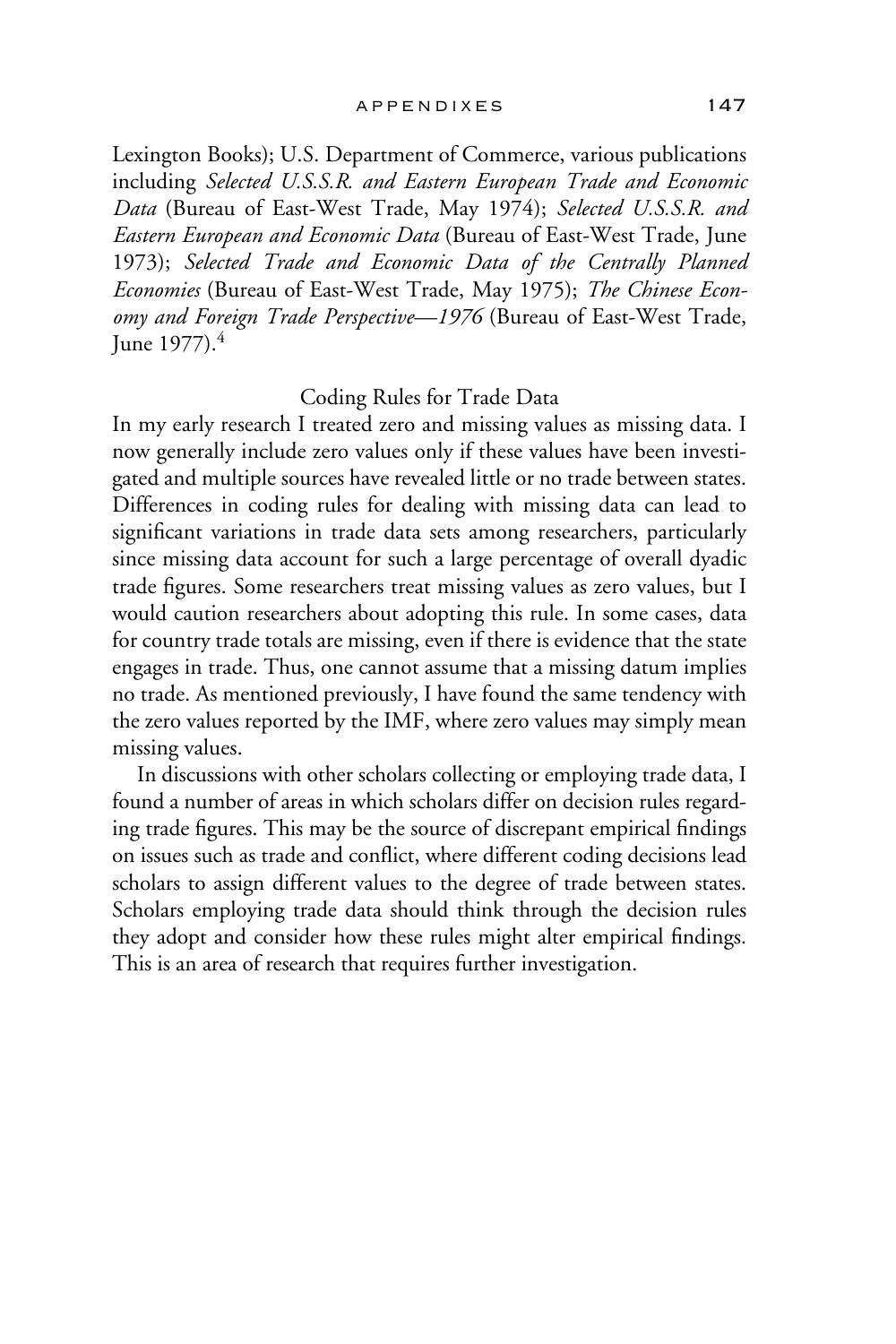Lexington Books); U.S. Department of Commerce, various publications including *Selected U.S.S.R. and Eastern European Trade and Economic Data* (Bureau of East-West Trade, May 1974); *Selected U.S.S.R. and Eastern European and Economic Data* (Bureau of East-West Trade, June 1973); *Selected Trade and Economic Data of the Centrally Planned Economies* (Bureau of East-West Trade, May 1975); *The Chinese Economy and Foreign Trade Perspective—1976* (Bureau of East-West Trade, June 1977).[4]

## Coding Rules for Trade Data

In my early research I treated zero and missing values as missing data. I now generally include zero values only if these values have been investigated and multiple sources have revealed little or no trade between states. Differences in coding rules for dealing with missing data can lead to significant variations in trade data sets among researchers, particularly since missing data account for such a large percentage of overall dyadic trade figures. Some researchers treat missing values as zero values, but I would caution researchers about adopting this rule. In some cases, data for country trade totals are missing, even if there is evidence that the state engages in trade. Thus, one cannot assume that a missing datum implies no trade. As mentioned previously, I have found the same tendency with the zero values reported by the IMF, where zero values may simply mean missing values.

In discussions with other scholars collecting or employing trade data, I found a number of areas in which scholars differ on decision rules regarding trade figures. This may be the source of discrepant empirical findings on issues such as trade and conflict, where different coding decisions lead scholars to assign different values to the degree of trade between states. Scholars employing trade data should think through the decision rules they adopt and consider how these rules might alter empirical findings. This is an area of research that requires further investigation.